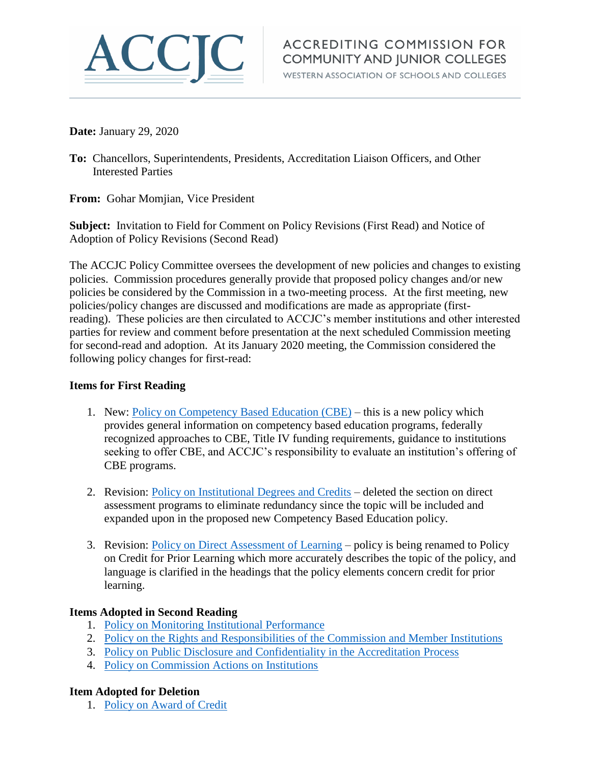ACCJC

ACCREDITING COMMISSION FOR COMMUNITY AND JUNIOR COLLEGES

WESTERN ASSOCIATION OF SCHOOLS AND COLLEGES

**Date:** January 29, 2020

**To:** Chancellors, Superintendents, Presidents, Accreditation Liaison Officers, and Other Interested Parties

**From:** Gohar Momjian, Vice President

**Subject:** Invitation to Field for Comment on Policy Revisions (First Read) and Notice of Adoption of Policy Revisions (Second Read)

The ACCJC Policy Committee oversees the development of new policies and changes to existing policies. Commission procedures generally provide that proposed policy changes and/or new policies be considered by the Commission in a two-meeting process. At the first meeting, new policies/policy changes are discussed and modifications are made as appropriate (first-reading). These policies are then circulated to ACCJC's member institutions and other interested parties for review and comment before presentation at the next scheduled Commission meeting for second-read and adoption. At its January 2020 meeting, the Commission considered the following policy changes for first-read:

**Items for First Reading**

1. New: Policy on Competency Based Education (CBE) – this is a new policy which provides general information on competency based education programs, federally recognized approaches to CBE, Title IV funding requirements, guidance to institutions seeking to offer CBE, and ACCJC's responsibility to evaluate an institution's offering of CBE programs.

2. Revision: Policy on Institutional Degrees and Credits – deleted the section on direct assessment programs to eliminate redundancy since the topic will be included and expanded upon in the proposed new Competency Based Education policy.

3. Revision: Policy on Direct Assessment of Learning – policy is being renamed to Policy on Credit for Prior Learning which more accurately describes the topic of the policy, and language is clarified in the headings that the policy elements concern credit for prior learning.

**Items Adopted in Second Reading**

1. Policy on Monitoring Institutional Performance
2. Policy on the Rights and Responsibilities of the Commission and Member Institutions
3. Policy on Public Disclosure and Confidentiality in the Accreditation Process
4. Policy on Commission Actions on Institutions

**Item Adopted for Deletion**

1. Policy on Award of Credit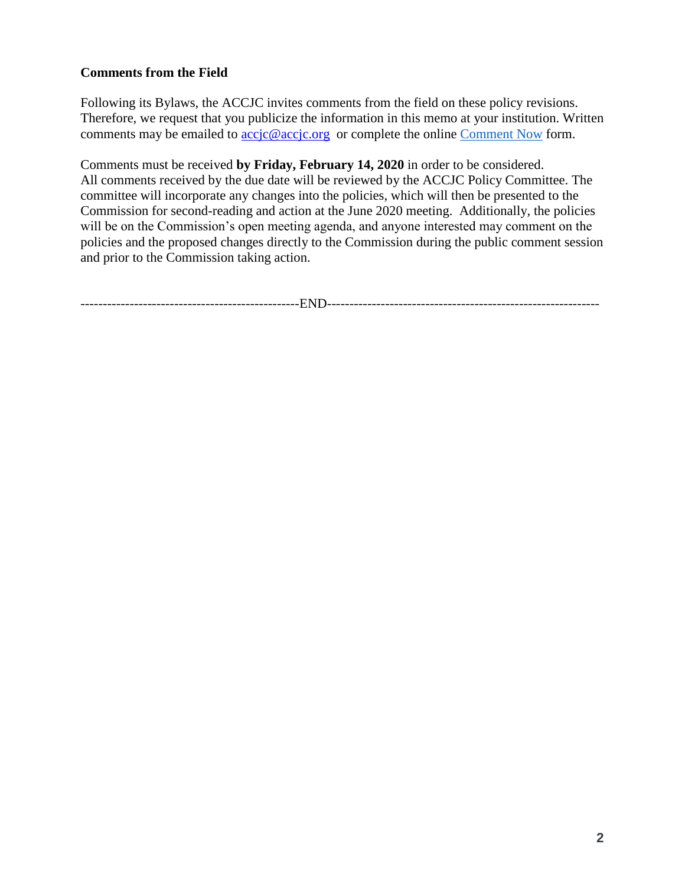**Comments from the Field**

Following its Bylaws, the ACCJC invites comments from the field on these policy revisions. Therefore, we request that you publicize the information in this memo at your institution. Written comments may be emailed to accjc@accjc.org or complete the online Comment Now form.

Comments must be received **by Friday, February 14, 2020** in order to be considered. All comments received by the due date will be reviewed by the ACCJC Policy Committee. The committee will incorporate any changes into the policies, which will then be presented to the Commission for second-reading and action at the June 2020 meeting. Additionally, the policies will be on the Commission's open meeting agenda, and anyone interested may comment on the policies and the proposed changes directly to the Commission during the public comment session and prior to the Commission taking action.

------------------------------------------------END------------------------------------------------------------